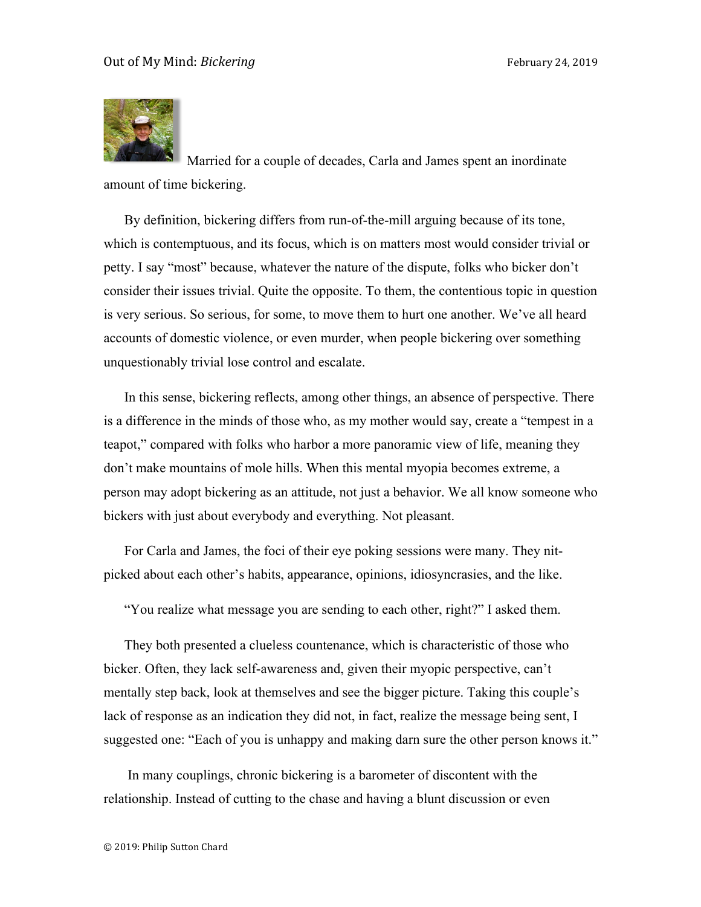Married for a couple of decades, Carla and James spent an inordinate amount of time bickering.

By definition, bickering differs from run-of-the-mill arguing because of its tone, which is contemptuous, and its focus, which is on matters most would consider trivial or petty. I say "most" because, whatever the nature of the dispute, folks who bicker don't consider their issues trivial. Quite the opposite. To them, the contentious topic in question is very serious. So serious, for some, to move them to hurt one another. We've all heard accounts of domestic violence, or even murder, when people bickering over something unquestionably trivial lose control and escalate.

In this sense, bickering reflects, among other things, an absence of perspective. There is a difference in the minds of those who, as my mother would say, create a "tempest in a teapot," compared with folks who harbor a more panoramic view of life, meaning they don't make mountains of mole hills. When this mental myopia becomes extreme, a person may adopt bickering as an attitude, not just a behavior. We all know someone who bickers with just about everybody and everything. Not pleasant.

For Carla and James, the foci of their eye poking sessions were many. They nit-picked about each other's habits, appearance, opinions, idiosyncrasies, and the like.

"You realize what message you are sending to each other, right?" I asked them.

They both presented a clueless countenance, which is characteristic of those who bicker. Often, they lack self-awareness and, given their myopic perspective, can't mentally step back, look at themselves and see the bigger picture. Taking this couple's lack of response as an indication they did not, in fact, realize the message being sent, I suggested one: "Each of you is unhappy and making darn sure the other person knows it."

In many couplings, chronic bickering is a barometer of discontent with the relationship. Instead of cutting to the chase and having a blunt discussion or even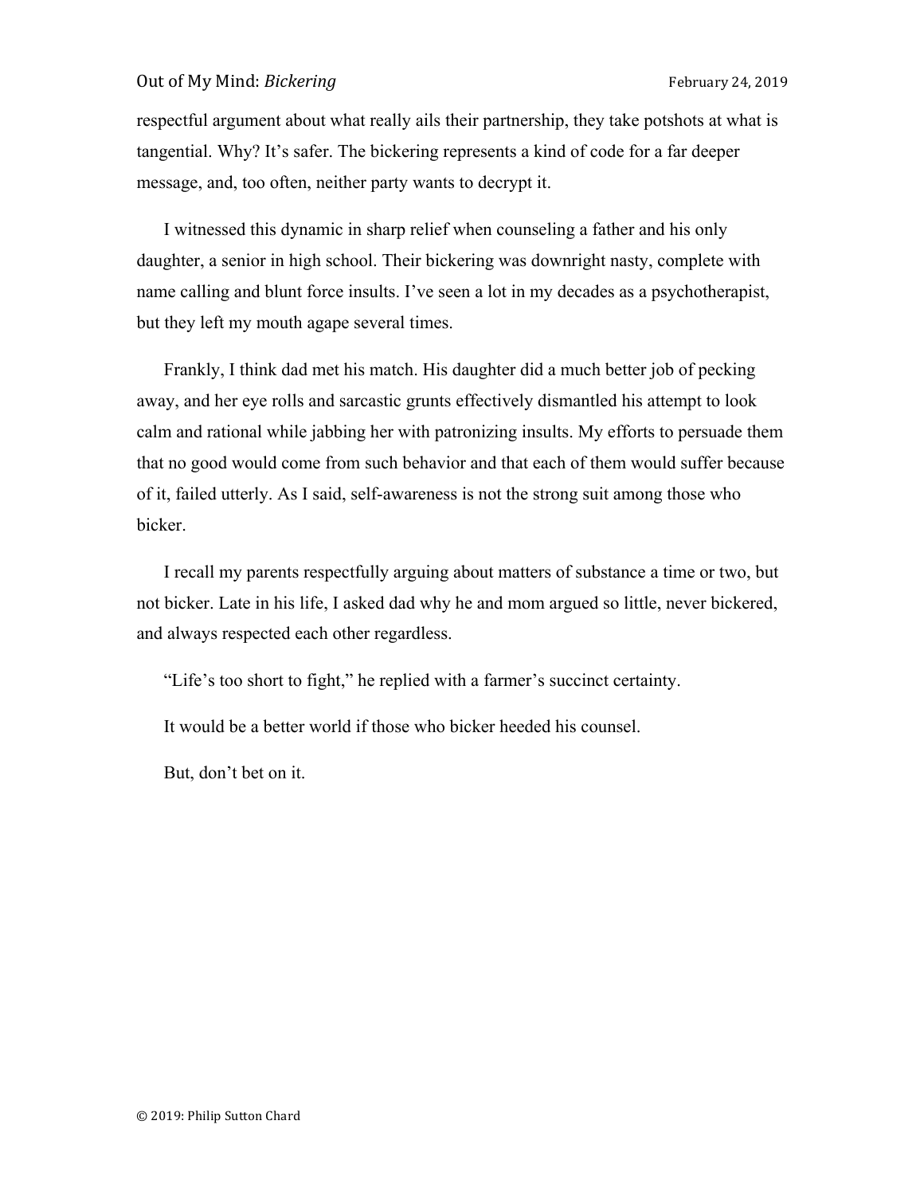respectful argument about what really ails their partnership, they take potshots at what is tangential. Why? It's safer. The bickering represents a kind of code for a far deeper message, and, too often, neither party wants to decrypt it.

I witnessed this dynamic in sharp relief when counseling a father and his only daughter, a senior in high school. Their bickering was downright nasty, complete with name calling and blunt force insults. I've seen a lot in my decades as a psychotherapist, but they left my mouth agape several times.

Frankly, I think dad met his match. His daughter did a much better job of pecking away, and her eye rolls and sarcastic grunts effectively dismantled his attempt to look calm and rational while jabbing her with patronizing insults. My efforts to persuade them that no good would come from such behavior and that each of them would suffer because of it, failed utterly. As I said, self-awareness is not the strong suit among those who bicker.

I recall my parents respectfully arguing about matters of substance a time or two, but not bicker. Late in his life, I asked dad why he and mom argued so little, never bickered, and always respected each other regardless.

"Life's too short to fight," he replied with a farmer's succinct certainty.

It would be a better world if those who bicker heeded his counsel.

But, don't bet on it.

© 2019: Philip Sutton Chard